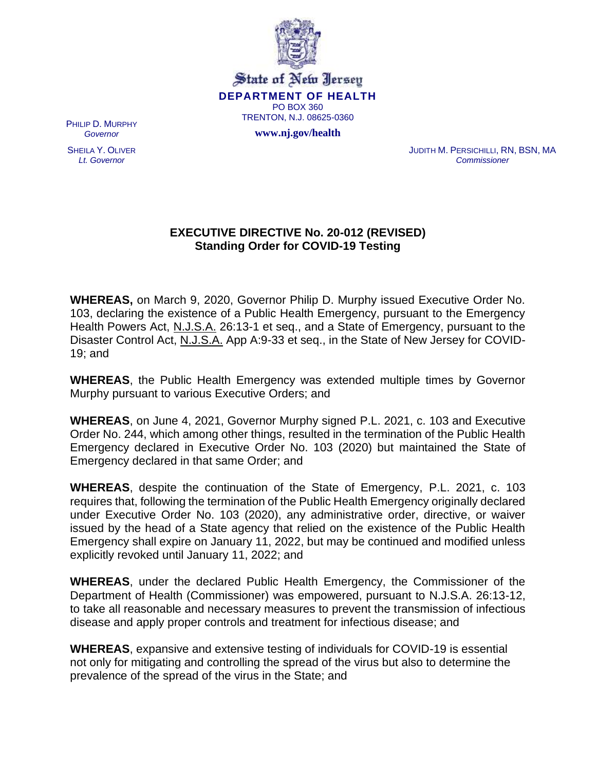State of New Jersey
**DEPARTMENT OF HEALTH**
PO BOX 360
TRENTON, N.J. 08625-0360
**www.nj.gov/health**

PHILIP D. MURPHY
*Governor*

SHEILA Y. OLIVER
*Lt. Governor*

JUDITH M. PERSICHILLI, RN, BSN, MA
*Commissioner*

**EXECUTIVE DIRECTIVE No. 20-012 (REVISED)**
**Standing Order for COVID-19 Testing**

**WHEREAS,** on March 9, 2020, Governor Philip D. Murphy issued Executive Order No. 103, declaring the existence of a Public Health Emergency, pursuant to the Emergency Health Powers Act, N.J.S.A. 26:13-1 et seq., and a State of Emergency, pursuant to the Disaster Control Act, N.J.S.A. App A:9-33 et seq., in the State of New Jersey for COVID-19; and

**WHEREAS**, the Public Health Emergency was extended multiple times by Governor Murphy pursuant to various Executive Orders; and

**WHEREAS**, on June 4, 2021, Governor Murphy signed P.L. 2021, c. 103 and Executive Order No. 244, which among other things, resulted in the termination of the Public Health Emergency declared in Executive Order No. 103 (2020) but maintained the State of Emergency declared in that same Order; and

**WHEREAS**, despite the continuation of the State of Emergency, P.L. 2021, c. 103 requires that, following the termination of the Public Health Emergency originally declared under Executive Order No. 103 (2020), any administrative order, directive, or waiver issued by the head of a State agency that relied on the existence of the Public Health Emergency shall expire on January 11, 2022, but may be continued and modified unless explicitly revoked until January 11, 2022; and

**WHEREAS**, under the declared Public Health Emergency, the Commissioner of the Department of Health (Commissioner) was empowered, pursuant to N.J.S.A. 26:13-12, to take all reasonable and necessary measures to prevent the transmission of infectious disease and apply proper controls and treatment for infectious disease; and

**WHEREAS**, expansive and extensive testing of individuals for COVID-19 is essential not only for mitigating and controlling the spread of the virus but also to determine the prevalence of the spread of the virus in the State; and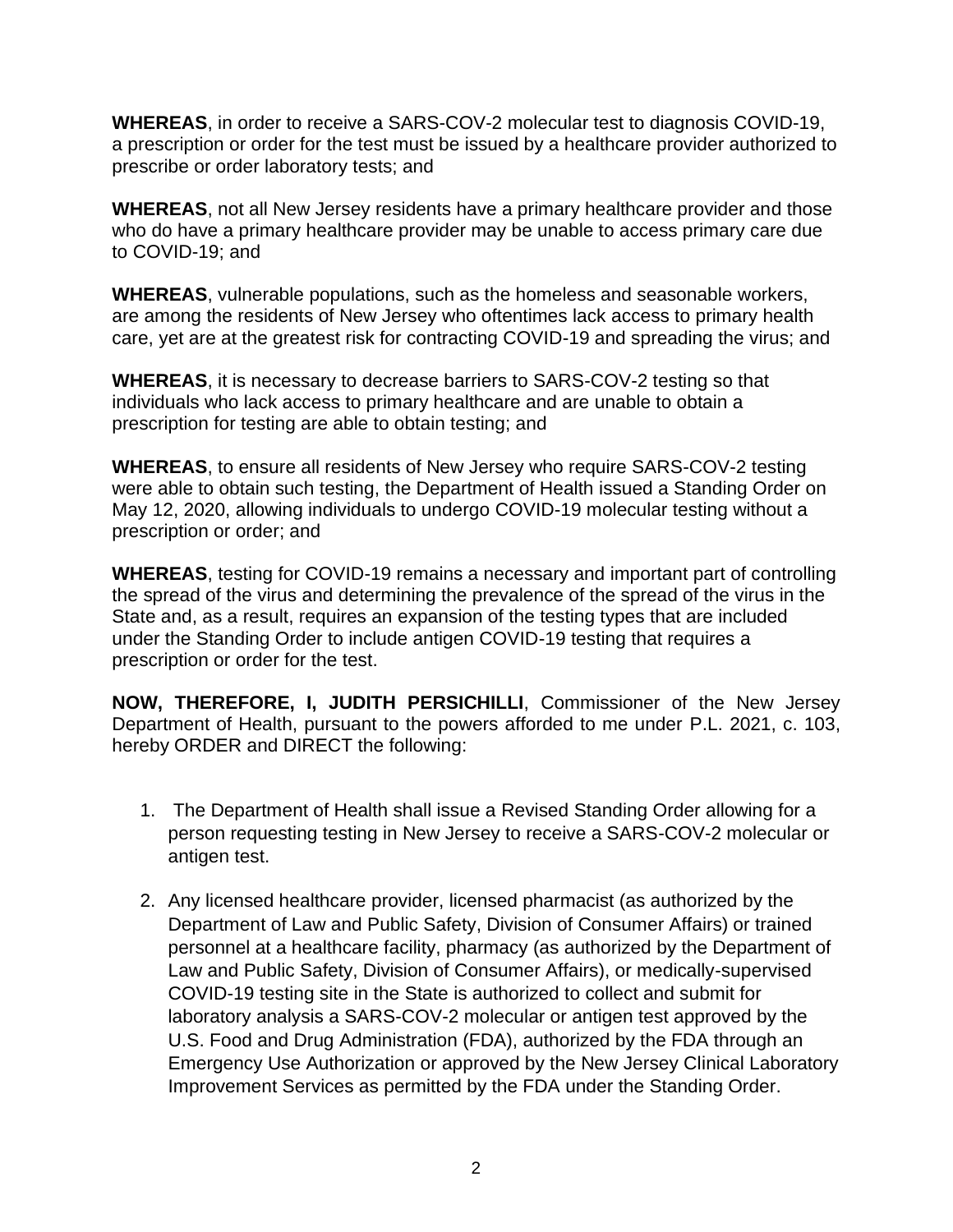**WHEREAS**, in order to receive a SARS-COV-2 molecular test to diagnosis COVID-19, a prescription or order for the test must be issued by a healthcare provider authorized to prescribe or order laboratory tests; and

**WHEREAS**, not all New Jersey residents have a primary healthcare provider and those who do have a primary healthcare provider may be unable to access primary care due to COVID-19; and

**WHEREAS**, vulnerable populations, such as the homeless and seasonable workers, are among the residents of New Jersey who oftentimes lack access to primary health care, yet are at the greatest risk for contracting COVID-19 and spreading the virus; and

**WHEREAS**, it is necessary to decrease barriers to SARS-COV-2 testing so that individuals who lack access to primary healthcare and are unable to obtain a prescription for testing are able to obtain testing; and

**WHEREAS**, to ensure all residents of New Jersey who require SARS-COV-2 testing were able to obtain such testing, the Department of Health issued a Standing Order on May 12, 2020, allowing individuals to undergo COVID-19 molecular testing without a prescription or order; and

**WHEREAS**, testing for COVID-19 remains a necessary and important part of controlling the spread of the virus and determining the prevalence of the spread of the virus in the State and, as a result, requires an expansion of the testing types that are included under the Standing Order to include antigen COVID-19 testing that requires a prescription or order for the test.

**NOW, THEREFORE, I, JUDITH PERSICHILLI**, Commissioner of the New Jersey Department of Health, pursuant to the powers afforded to me under P.L. 2021, c. 103, hereby ORDER and DIRECT the following:

1. The Department of Health shall issue a Revised Standing Order allowing for a person requesting testing in New Jersey to receive a SARS-COV-2 molecular or antigen test.

2. Any licensed healthcare provider, licensed pharmacist (as authorized by the Department of Law and Public Safety, Division of Consumer Affairs) or trained personnel at a healthcare facility, pharmacy (as authorized by the Department of Law and Public Safety, Division of Consumer Affairs), or medically-supervised COVID-19 testing site in the State is authorized to collect and submit for laboratory analysis a SARS-COV-2 molecular or antigen test approved by the U.S. Food and Drug Administration (FDA), authorized by the FDA through an Emergency Use Authorization or approved by the New Jersey Clinical Laboratory Improvement Services as permitted by the FDA under the Standing Order.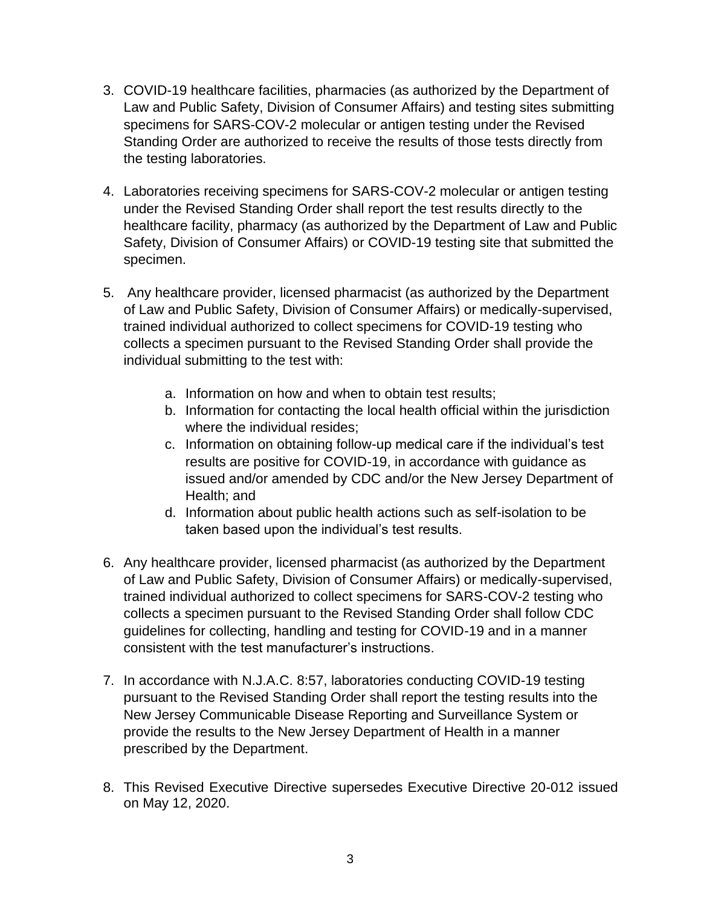3. COVID-19 healthcare facilities, pharmacies (as authorized by the Department of Law and Public Safety, Division of Consumer Affairs) and testing sites submitting specimens for SARS-COV-2 molecular or antigen testing under the Revised Standing Order are authorized to receive the results of those tests directly from the testing laboratories.

4. Laboratories receiving specimens for SARS-COV-2 molecular or antigen testing under the Revised Standing Order shall report the test results directly to the healthcare facility, pharmacy (as authorized by the Department of Law and Public Safety, Division of Consumer Affairs) or COVID-19 testing site that submitted the specimen.

5. Any healthcare provider, licensed pharmacist (as authorized by the Department of Law and Public Safety, Division of Consumer Affairs) or medically-supervised, trained individual authorized to collect specimens for COVID-19 testing who collects a specimen pursuant to the Revised Standing Order shall provide the individual submitting to the test with:

    a. Information on how and when to obtain test results;
    b. Information for contacting the local health official within the jurisdiction where the individual resides;
    c. Information on obtaining follow-up medical care if the individual's test results are positive for COVID-19, in accordance with guidance as issued and/or amended by CDC and/or the New Jersey Department of Health; and
    d. Information about public health actions such as self-isolation to be taken based upon the individual's test results.

6. Any healthcare provider, licensed pharmacist (as authorized by the Department of Law and Public Safety, Division of Consumer Affairs) or medically-supervised, trained individual authorized to collect specimens for SARS-COV-2 testing who collects a specimen pursuant to the Revised Standing Order shall follow CDC guidelines for collecting, handling and testing for COVID-19 and in a manner consistent with the test manufacturer's instructions.

7. In accordance with N.J.A.C. 8:57, laboratories conducting COVID-19 testing pursuant to the Revised Standing Order shall report the testing results into the New Jersey Communicable Disease Reporting and Surveillance System or provide the results to the New Jersey Department of Health in a manner prescribed by the Department.

8. This Revised Executive Directive supersedes Executive Directive 20-012 issued on May 12, 2020.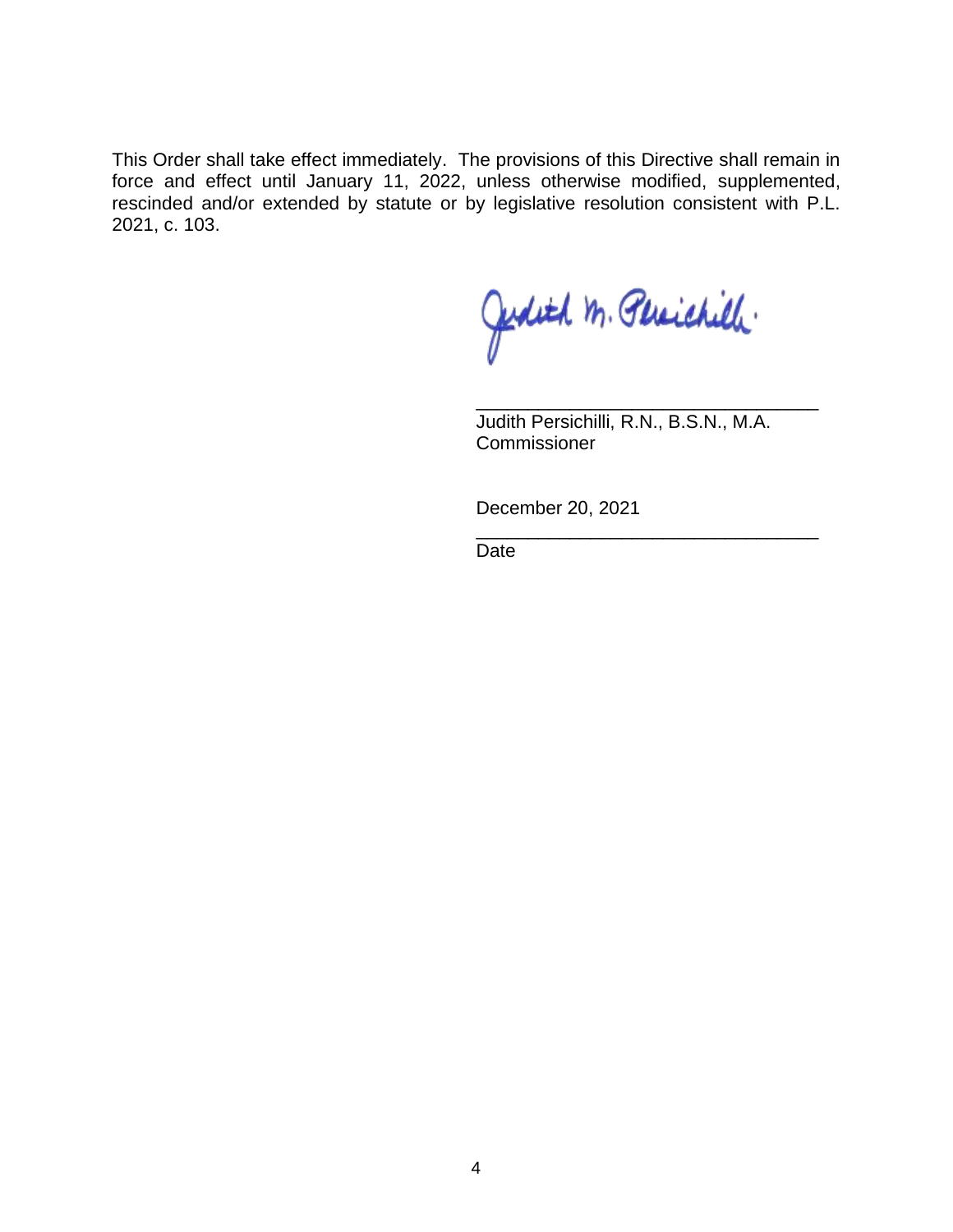This Order shall take effect immediately. The provisions of this Directive shall remain in force and effect until January 11, 2022, unless otherwise modified, supplemented, rescinded and/or extended by statute or by legislative resolution consistent with P.L. 2021, c. 103.

Judith M. Persichilli

_________________________________
Judith Persichilli, R.N., B.S.N., M.A.
Commissioner

December 20, 2021
_________________________________
Date